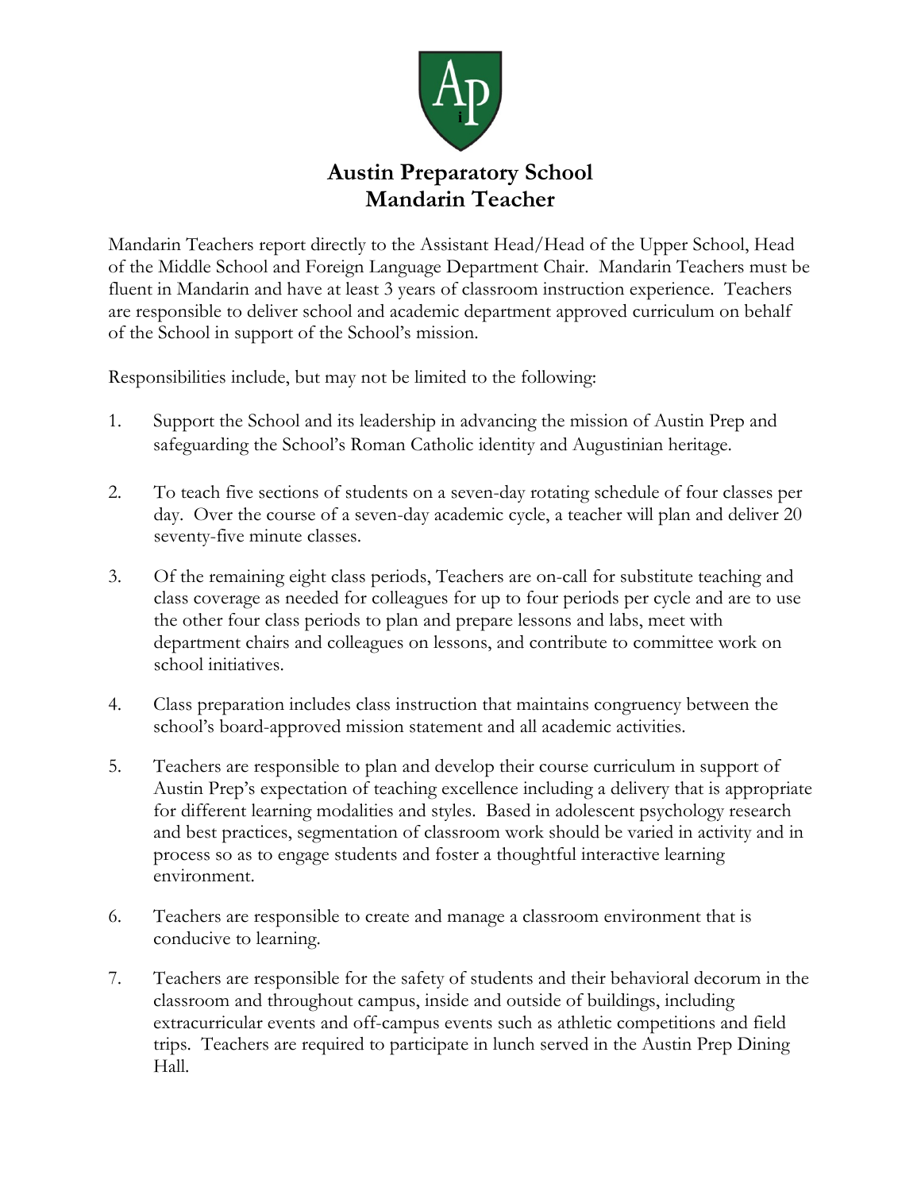# Austin Preparatory School
## Mandarin Teacher

Mandarin Teachers report directly to the Assistant Head/Head of the Upper School, Head of the Middle School and Foreign Language Department Chair. Mandarin Teachers must be fluent in Mandarin and have at least 3 years of classroom instruction experience. Teachers are responsible to deliver school and academic department approved curriculum on behalf of the School in support of the School's mission.

Responsibilities include, but may not be limited to the following:

1. Support the School and its leadership in advancing the mission of Austin Prep and safeguarding the School's Roman Catholic identity and Augustinian heritage.

2. To teach five sections of students on a seven-day rotating schedule of four classes per day. Over the course of a seven-day academic cycle, a teacher will plan and deliver 20 seventy-five minute classes.

3. Of the remaining eight class periods, Teachers are on-call for substitute teaching and class coverage as needed for colleagues for up to four periods per cycle and are to use the other four class periods to plan and prepare lessons and labs, meet with department chairs and colleagues on lessons, and contribute to committee work on school initiatives.

4. Class preparation includes class instruction that maintains congruency between the school's board-approved mission statement and all academic activities.

5. Teachers are responsible to plan and develop their course curriculum in support of Austin Prep's expectation of teaching excellence including a delivery that is appropriate for different learning modalities and styles. Based in adolescent psychology research and best practices, segmentation of classroom work should be varied in activity and in process so as to engage students and foster a thoughtful interactive learning environment.

6. Teachers are responsible to create and manage a classroom environment that is conducive to learning.

7. Teachers are responsible for the safety of students and their behavioral decorum in the classroom and throughout campus, inside and outside of buildings, including extracurricular events and off-campus events such as athletic competitions and field trips. Teachers are required to participate in lunch served in the Austin Prep Dining Hall.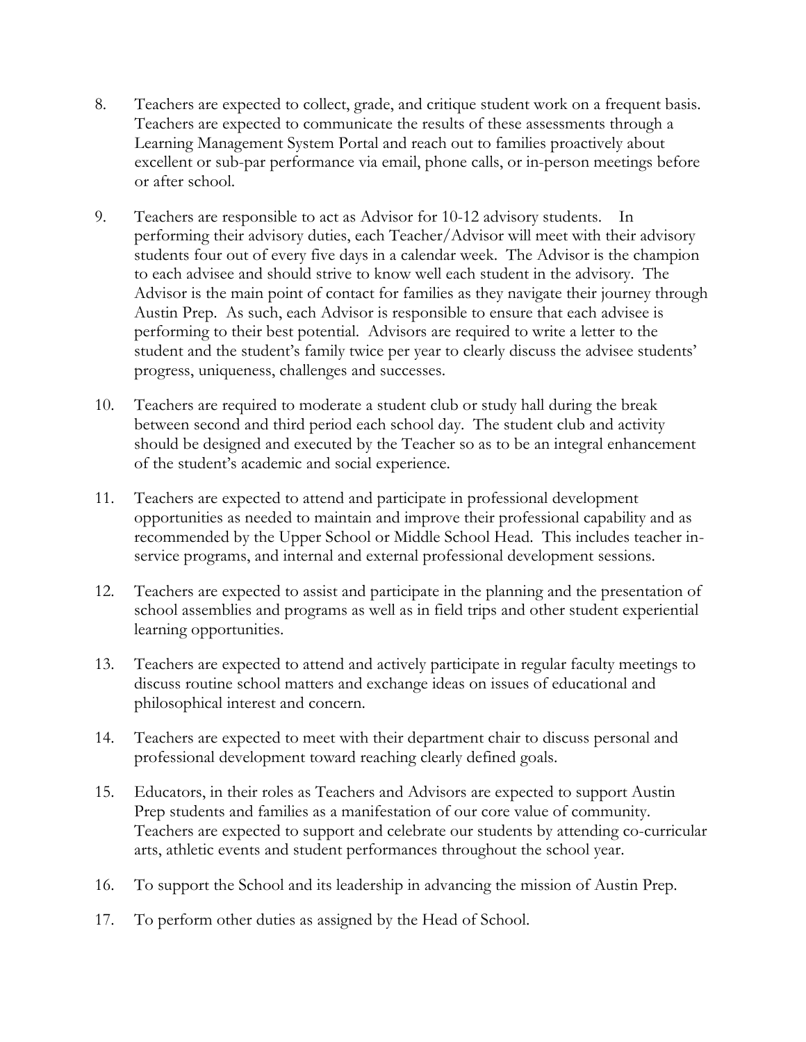8. Teachers are expected to collect, grade, and critique student work on a frequent basis. Teachers are expected to communicate the results of these assessments through a Learning Management System Portal and reach out to families proactively about excellent or sub-par performance via email, phone calls, or in-person meetings before or after school.

9. Teachers are responsible to act as Advisor for 10-12 advisory students. In performing their advisory duties, each Teacher/Advisor will meet with their advisory students four out of every five days in a calendar week. The Advisor is the champion to each advisee and should strive to know well each student in the advisory. The Advisor is the main point of contact for families as they navigate their journey through Austin Prep. As such, each Advisor is responsible to ensure that each advisee is performing to their best potential. Advisors are required to write a letter to the student and the student's family twice per year to clearly discuss the advisee students' progress, uniqueness, challenges and successes.

10. Teachers are required to moderate a student club or study hall during the break between second and third period each school day. The student club and activity should be designed and executed by the Teacher so as to be an integral enhancement of the student's academic and social experience.

11. Teachers are expected to attend and participate in professional development opportunities as needed to maintain and improve their professional capability and as recommended by the Upper School or Middle School Head. This includes teacher in-service programs, and internal and external professional development sessions.

12. Teachers are expected to assist and participate in the planning and the presentation of school assemblies and programs as well as in field trips and other student experiential learning opportunities.

13. Teachers are expected to attend and actively participate in regular faculty meetings to discuss routine school matters and exchange ideas on issues of educational and philosophical interest and concern.

14. Teachers are expected to meet with their department chair to discuss personal and professional development toward reaching clearly defined goals.

15. Educators, in their roles as Teachers and Advisors are expected to support Austin Prep students and families as a manifestation of our core value of community. Teachers are expected to support and celebrate our students by attending co-curricular arts, athletic events and student performances throughout the school year.

16. To support the School and its leadership in advancing the mission of Austin Prep.

17. To perform other duties as assigned by the Head of School.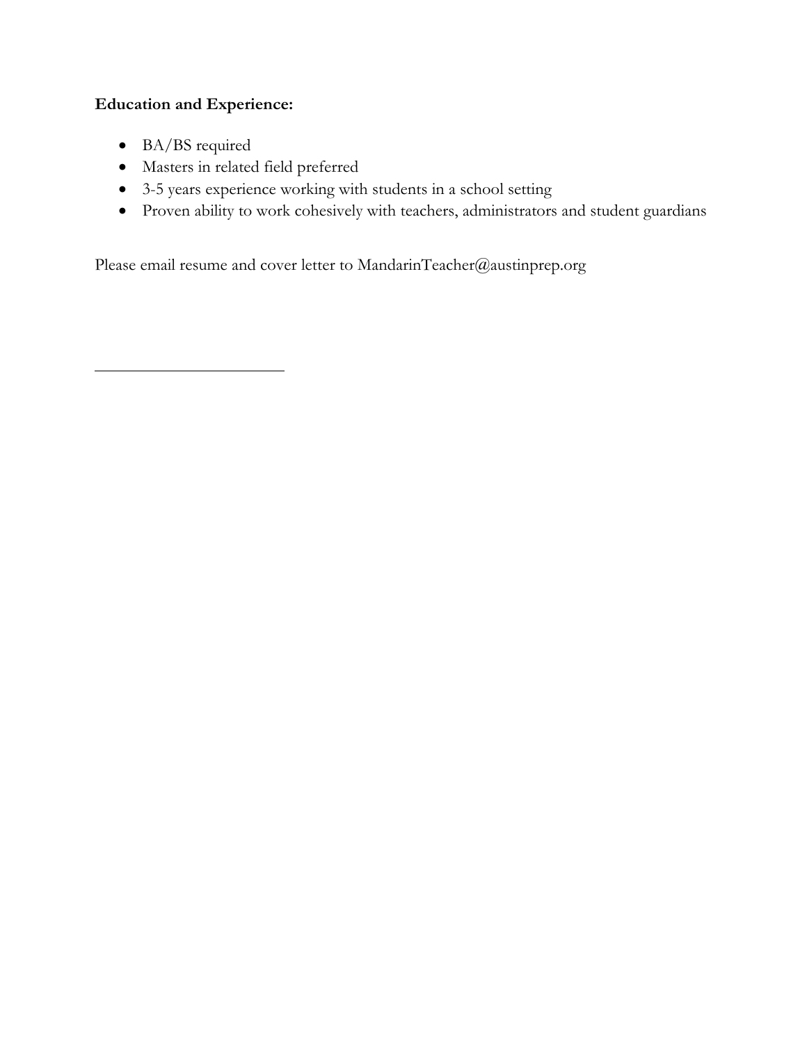**Education and Experience:**

- BA/BS required
- Masters in related field preferred
- 3-5 years experience working with students in a school setting
- Proven ability to work cohesively with teachers, administrators and student guardians

Please email resume and cover letter to MandarinTeacher@austinprep.org